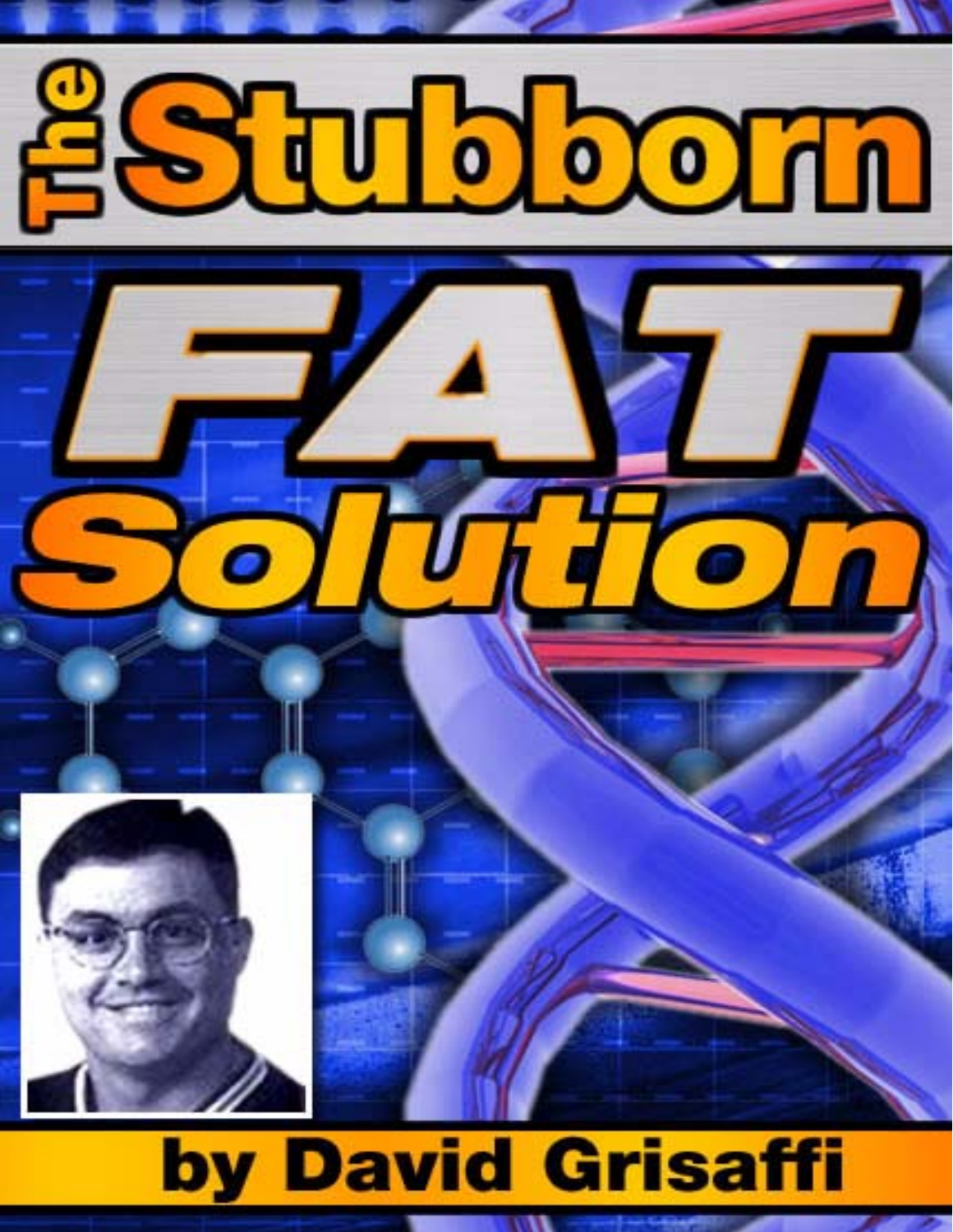# The Stubborn FAT Solution

**by David Grisaffi**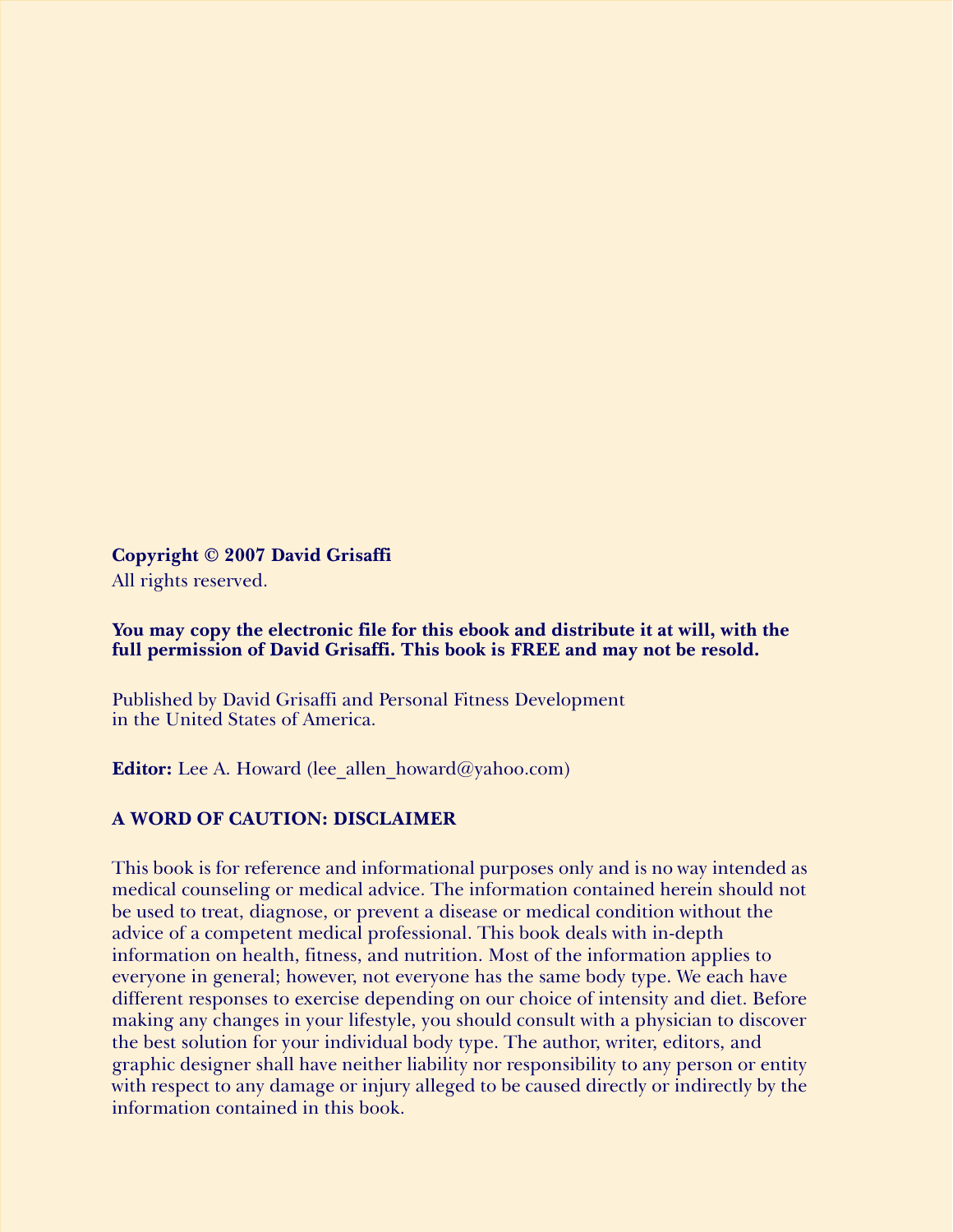**Copyright © 2007 David Grisaffi**
All rights reserved.

**You may copy the electronic file for this ebook and distribute it at will, with the full permission of David Grisaffi. This book is FREE and may not be resold.**

Published by David Grisaffi and Personal Fitness Development
in the United States of America.

**Editor:** Lee A. Howard (lee_allen_howard@yahoo.com)

**A WORD OF CAUTION: DISCLAIMER**

This book is for reference and informational purposes only and is no way intended as medical counseling or medical advice. The information contained herein should not be used to treat, diagnose, or prevent a disease or medical condition without the advice of a competent medical professional. This book deals with in-depth information on health, fitness, and nutrition. Most of the information applies to everyone in general; however, not everyone has the same body type. We each have different responses to exercise depending on our choice of intensity and diet. Before making any changes in your lifestyle, you should consult with a physician to discover the best solution for your individual body type. The author, writer, editors, and graphic designer shall have neither liability nor responsibility to any person or entity with respect to any damage or injury alleged to be caused directly or indirectly by the information contained in this book.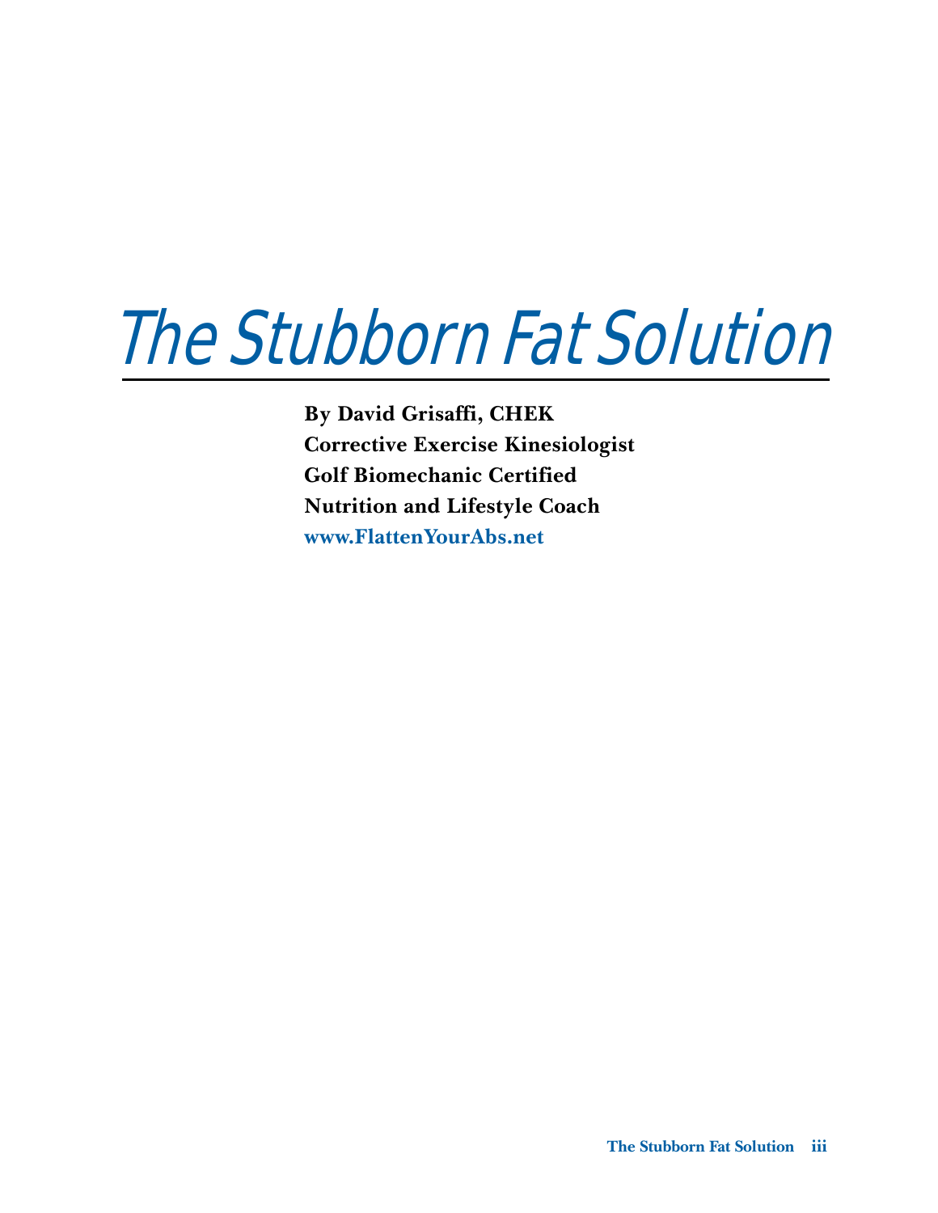# The Stubborn Fat Solution

**By David Grisaffi, CHEK**
**Corrective Exercise Kinesiologist**
**Golf Biomechanic Certified**
**Nutrition and Lifestyle Coach**
**www.FlattenYourAbs.net**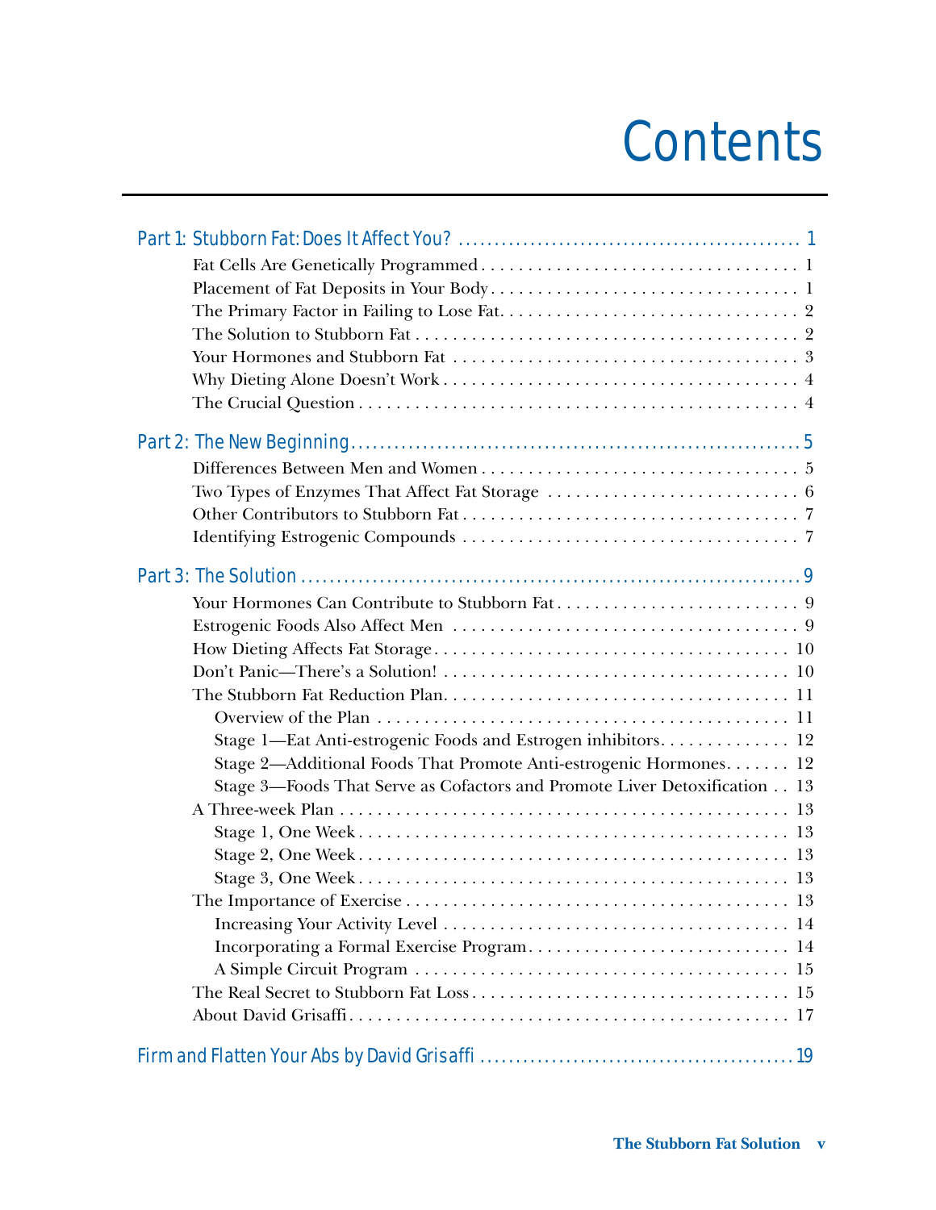# Contents

Part 1: Stubborn Fat: Does It Affect You? ............................................... 1
- Fat Cells Are Genetically Programmed ................................. 1
- Placement of Fat Deposits in Your Body ................................ 1
- The Primary Factor in Failing to Lose Fat ................................ 2
- The Solution to Stubborn Fat ................................................ 2
- Your Hormones and Stubborn Fat .......................................... 3
- Why Dieting Alone Doesn't Work ........................................... 4
- The Crucial Question ............................................................ 4

Part 2: The New Beginning ............................................................ 5
- Differences Between Men and Women ..................................... 5
- Two Types of Enzymes That Affect Fat Storage ........................ 6
- Other Contributors to Stubborn Fat ........................................ 7
- Identifying Estrogenic Compounds ......................................... 7

Part 3: The Solution ...................................................................... 9
- Your Hormones Can Contribute to Stubborn Fat ........................ 9
- Estrogenic Foods Also Affect Men .......................................... 9
- How Dieting Affects Fat Storage ............................................. 10
- Don't Panic—There's a Solution! ............................................ 10
- The Stubborn Fat Reduction Plan ............................................ 11
  - Overview of the Plan ........................................................ 11
  - Stage 1—Eat Anti-estrogenic Foods and Estrogen inhibitors ............... 12
  - Stage 2—Additional Foods That Promote Anti-estrogenic Hormones ........ 12
  - Stage 3—Foods That Serve as Cofactors and Promote Liver Detoxification .. 13
- A Three-week Plan ................................................................ 13
  - Stage 1, One Week ........................................................... 13
  - Stage 2, One Week ........................................................... 13
  - Stage 3, One Week ........................................................... 13
- The Importance of Exercise .................................................... 13
  - Increasing Your Activity Level ........................................... 14
  - Incorporating a Formal Exercise Program ............................. 14
  - A Simple Circuit Program .................................................. 15
- The Real Secret to Stubborn Fat Loss ....................................... 15
- About David Grisaffi ............................................................. 17

Firm and Flatten Your Abs by David Grisaffi ........................................... 19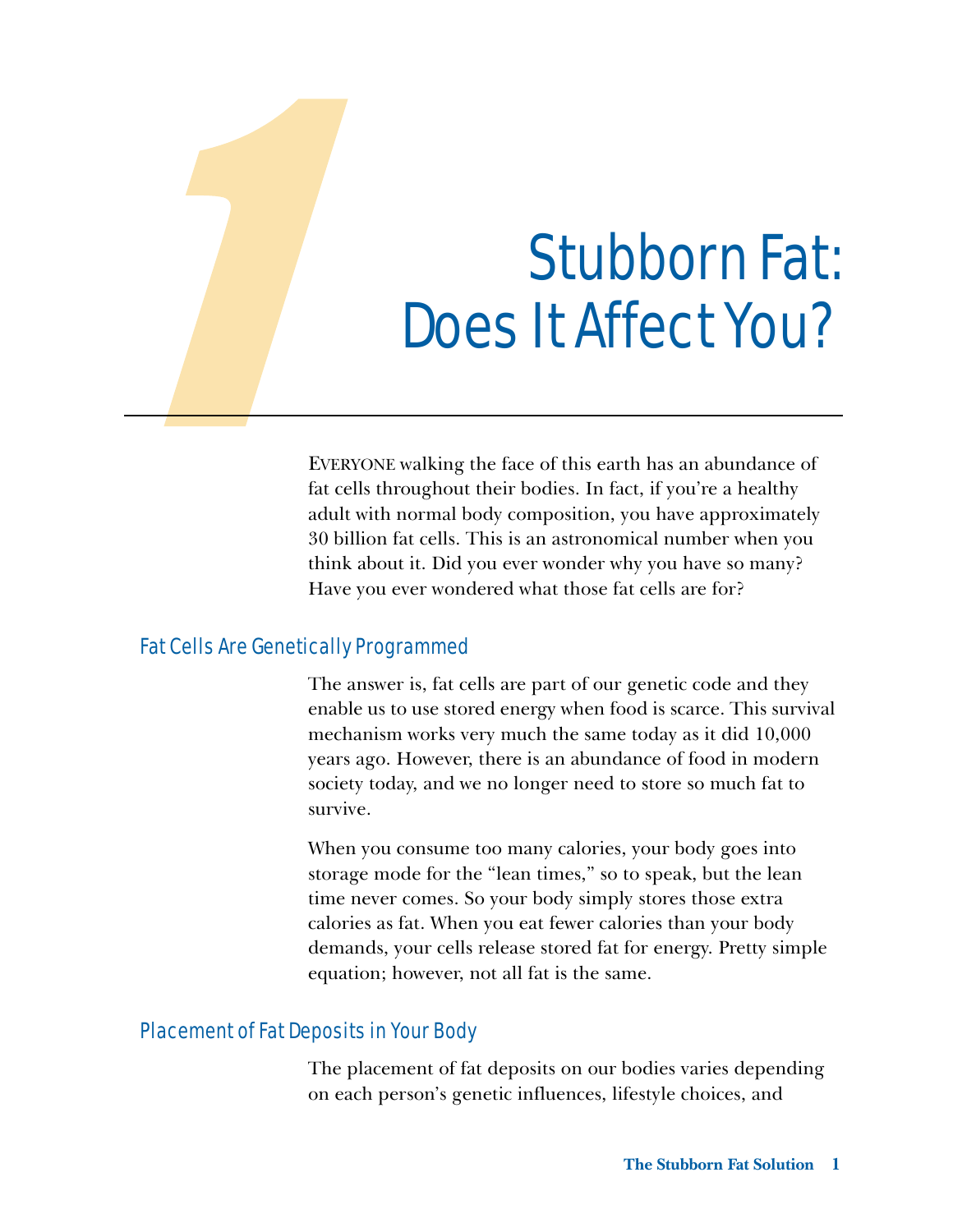# 1 Stubborn Fat: Does It Affect You?

EVERYONE walking the face of this earth has an abundance of fat cells throughout their bodies. In fact, if you're a healthy adult with normal body composition, you have approximately 30 billion fat cells. This is an astronomical number when you think about it. Did you ever wonder why you have so many? Have you ever wondered what those fat cells are for?

## Fat Cells Are Genetically Programmed

The answer is, fat cells are part of our genetic code and they enable us to use stored energy when food is scarce. This survival mechanism works very much the same today as it did 10,000 years ago. However, there is an abundance of food in modern society today, and we no longer need to store so much fat to survive.

When you consume too many calories, your body goes into storage mode for the "lean times," so to speak, but the lean time never comes. So your body simply stores those extra calories as fat. When you eat fewer calories than your body demands, your cells release stored fat for energy. Pretty simple equation; however, not all fat is the same.

## Placement of Fat Deposits in Your Body

The placement of fat deposits on our bodies varies depending on each person's genetic influences, lifestyle choices, and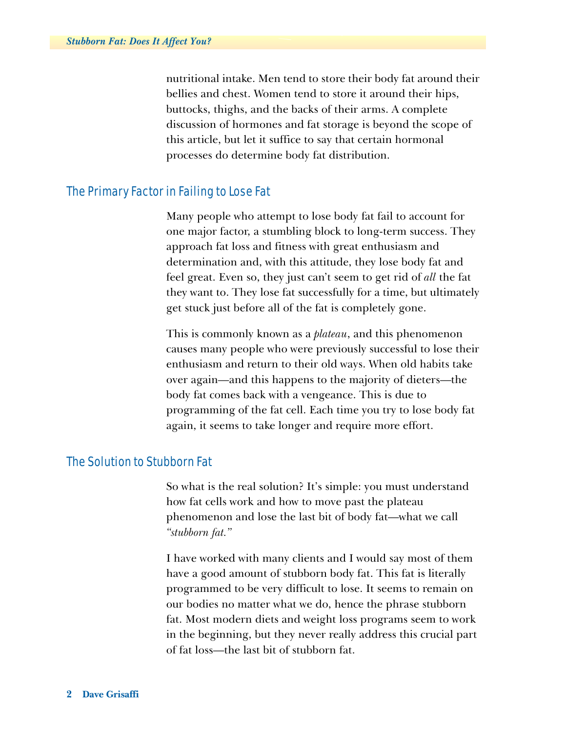nutritional intake. Men tend to store their body fat around their bellies and chest. Women tend to store it around their hips, buttocks, thighs, and the backs of their arms. A complete discussion of hormones and fat storage is beyond the scope of this article, but let it suffice to say that certain hormonal processes do determine body fat distribution.

## The Primary Factor in Failing to Lose Fat

Many people who attempt to lose body fat fail to account for one major factor, a stumbling block to long-term success. They approach fat loss and fitness with great enthusiasm and determination and, with this attitude, they lose body fat and feel great. Even so, they just can't seem to get rid of *all* the fat they want to. They lose fat successfully for a time, but ultimately get stuck just before all of the fat is completely gone.

This is commonly known as a *plateau*, and this phenomenon causes many people who were previously successful to lose their enthusiasm and return to their old ways. When old habits take over again—and this happens to the majority of dieters—the body fat comes back with a vengeance. This is due to programming of the fat cell. Each time you try to lose body fat again, it seems to take longer and require more effort.

## The Solution to Stubborn Fat

So what is the real solution? It's simple: you must understand how fat cells work and how to move past the plateau phenomenon and lose the last bit of body fat—what we call *"stubborn fat."*

I have worked with many clients and I would say most of them have a good amount of stubborn body fat. This fat is literally programmed to be very difficult to lose. It seems to remain on our bodies no matter what we do, hence the phrase stubborn fat. Most modern diets and weight loss programs seem to work in the beginning, but they never really address this crucial part of fat loss—the last bit of stubborn fat.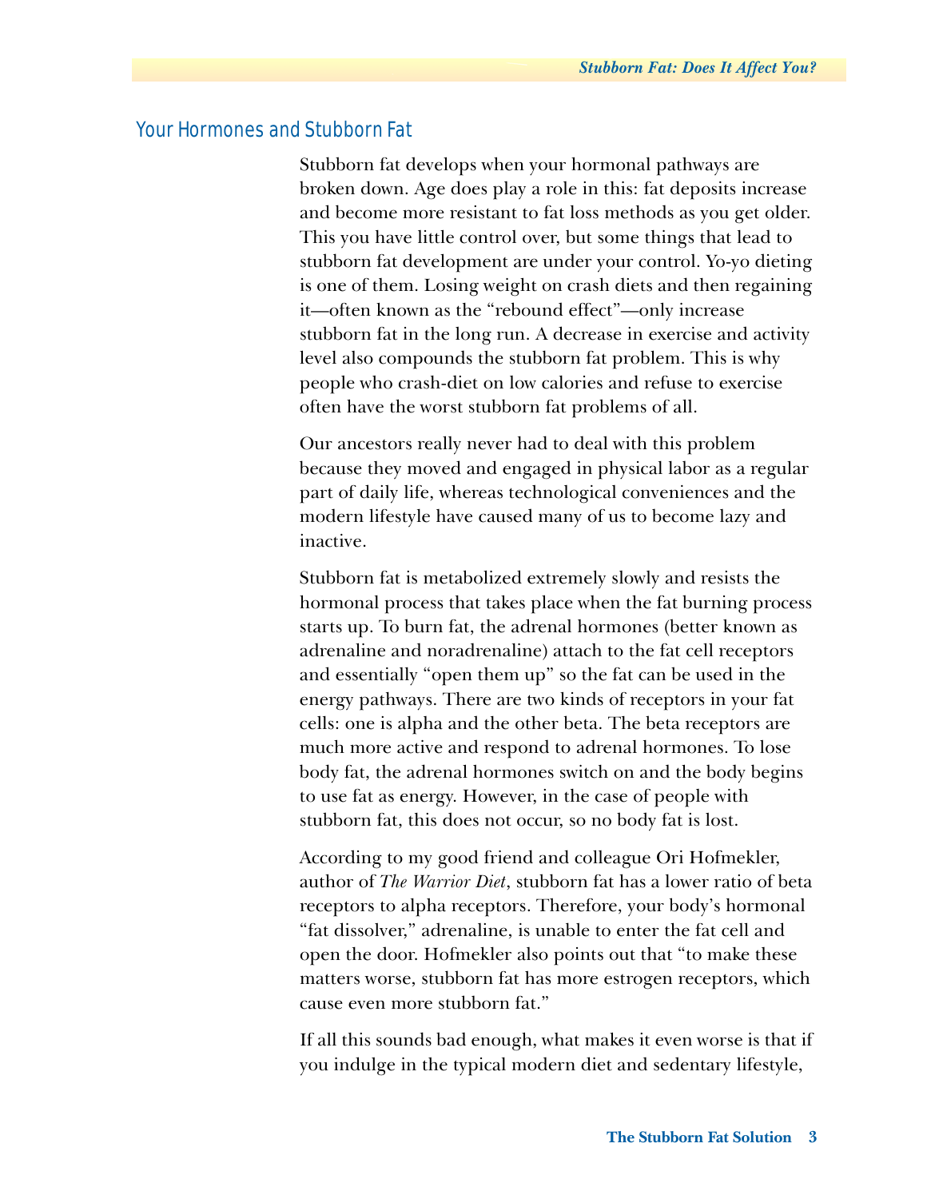## Your Hormones and Stubborn Fat

Stubborn fat develops when your hormonal pathways are broken down. Age does play a role in this: fat deposits increase and become more resistant to fat loss methods as you get older. This you have little control over, but some things that lead to stubborn fat development are under your control. Yo-yo dieting is one of them. Losing weight on crash diets and then regaining it—often known as the "rebound effect"—only increase stubborn fat in the long run. A decrease in exercise and activity level also compounds the stubborn fat problem. This is why people who crash-diet on low calories and refuse to exercise often have the worst stubborn fat problems of all.

Our ancestors really never had to deal with this problem because they moved and engaged in physical labor as a regular part of daily life, whereas technological conveniences and the modern lifestyle have caused many of us to become lazy and inactive.

Stubborn fat is metabolized extremely slowly and resists the hormonal process that takes place when the fat burning process starts up. To burn fat, the adrenal hormones (better known as adrenaline and noradrenaline) attach to the fat cell receptors and essentially "open them up" so the fat can be used in the energy pathways. There are two kinds of receptors in your fat cells: one is alpha and the other beta. The beta receptors are much more active and respond to adrenal hormones. To lose body fat, the adrenal hormones switch on and the body begins to use fat as energy. However, in the case of people with stubborn fat, this does not occur, so no body fat is lost.

According to my good friend and colleague Ori Hofmekler, author of *The Warrior Diet*, stubborn fat has a lower ratio of beta receptors to alpha receptors. Therefore, your body's hormonal "fat dissolver," adrenaline, is unable to enter the fat cell and open the door. Hofmekler also points out that "to make these matters worse, stubborn fat has more estrogen receptors, which cause even more stubborn fat."

If all this sounds bad enough, what makes it even worse is that if you indulge in the typical modern diet and sedentary lifestyle,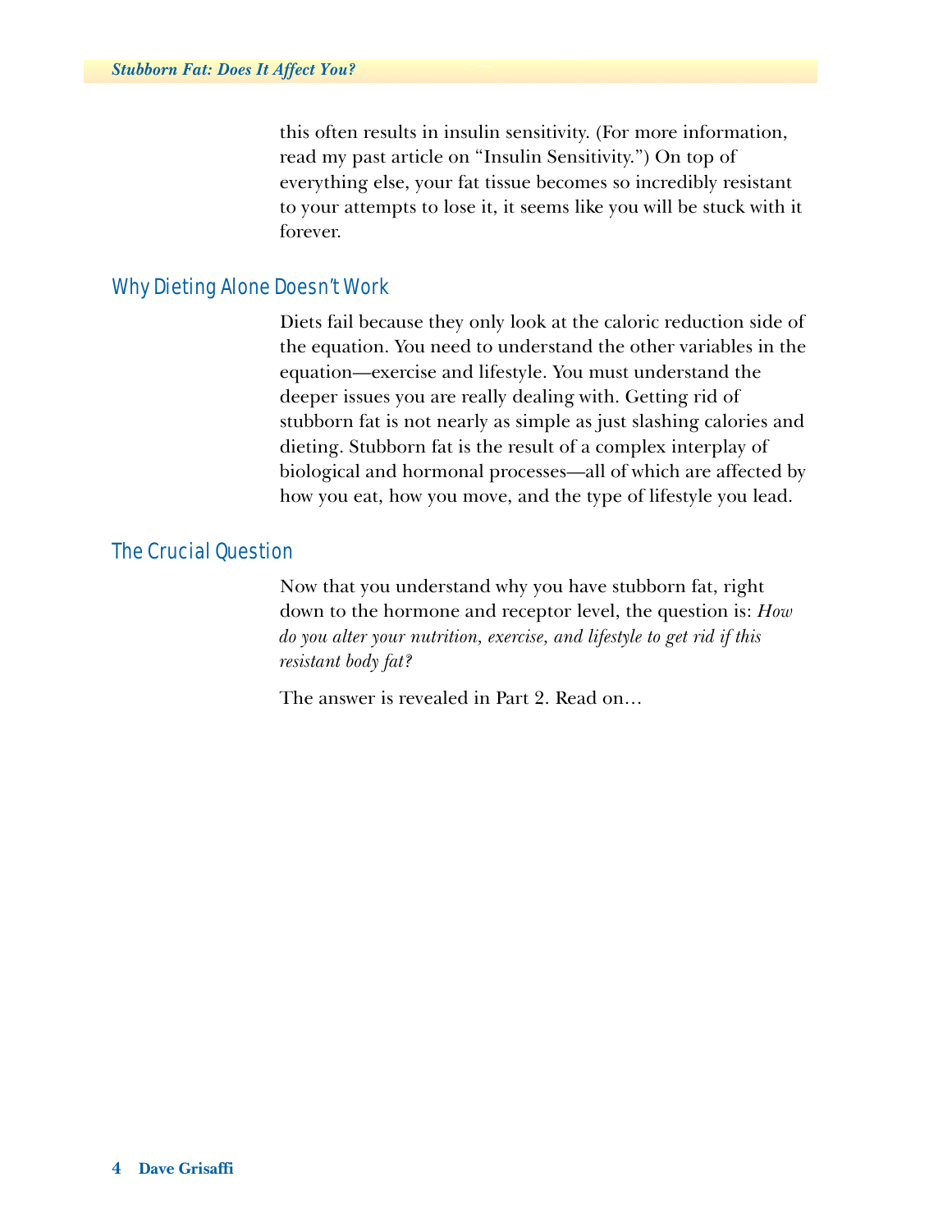this often results in insulin sensitivity. (For more information, read my past article on "Insulin Sensitivity.") On top of everything else, your fat tissue becomes so incredibly resistant to your attempts to lose it, it seems like you will be stuck with it forever.

## Why Dieting Alone Doesn't Work

Diets fail because they only look at the caloric reduction side of the equation. You need to understand the other variables in the equation—exercise and lifestyle. You must understand the deeper issues you are really dealing with. Getting rid of stubborn fat is not nearly as simple as just slashing calories and dieting. Stubborn fat is the result of a complex interplay of biological and hormonal processes—all of which are affected by how you eat, how you move, and the type of lifestyle you lead.

## The Crucial Question

Now that you understand why you have stubborn fat, right down to the hormone and receptor level, the question is: *How do you alter your nutrition, exercise, and lifestyle to get rid if this resistant body fat?*

The answer is revealed in Part 2. Read on…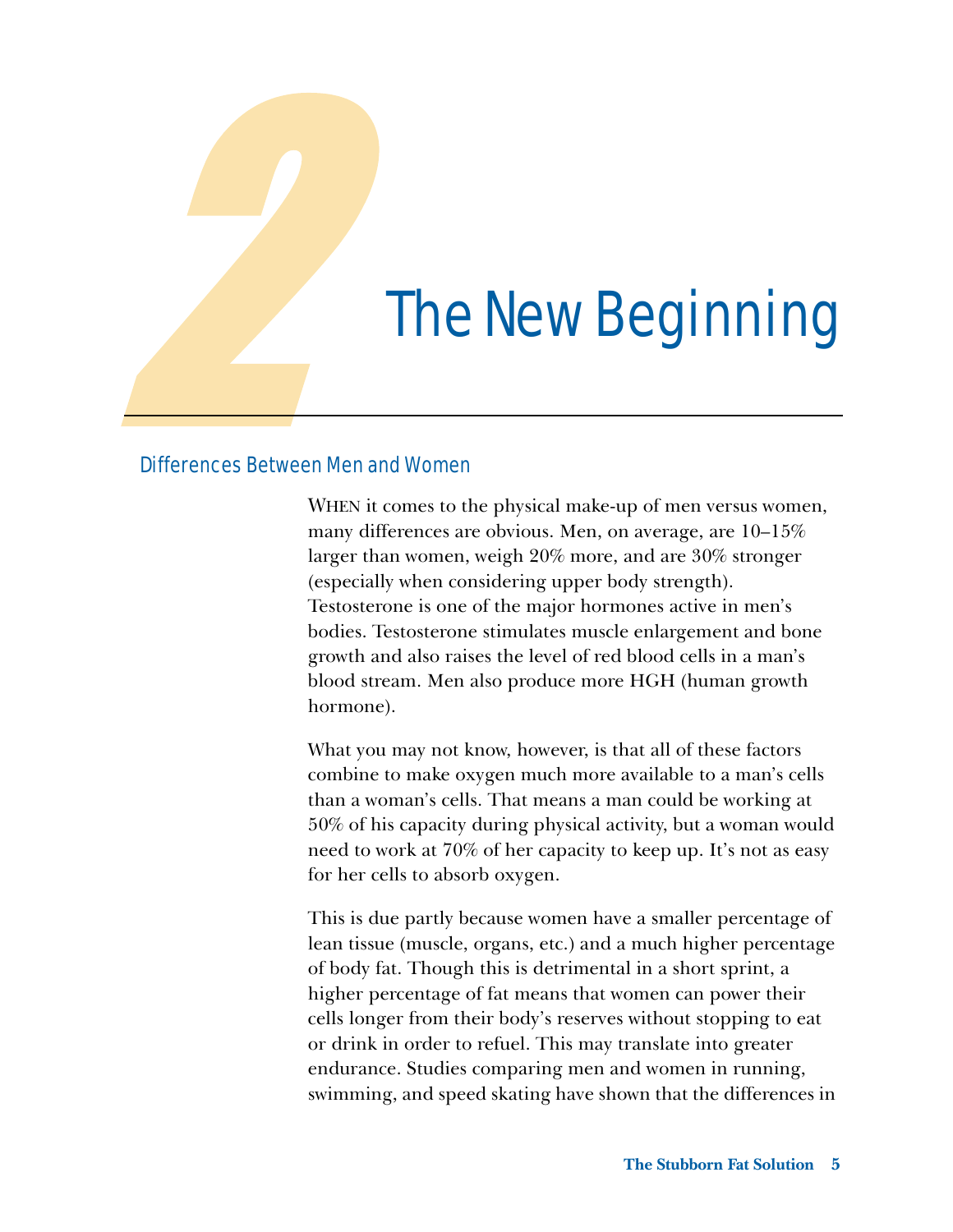# 2 The New Beginning

## Differences Between Men and Women

WHEN it comes to the physical make-up of men versus women, many differences are obvious. Men, on average, are 10–15% larger than women, weigh 20% more, and are 30% stronger (especially when considering upper body strength). Testosterone is one of the major hormones active in men's bodies. Testosterone stimulates muscle enlargement and bone growth and also raises the level of red blood cells in a man's blood stream. Men also produce more HGH (human growth hormone).

What you may not know, however, is that all of these factors combine to make oxygen much more available to a man's cells than a woman's cells. That means a man could be working at 50% of his capacity during physical activity, but a woman would need to work at 70% of her capacity to keep up. It's not as easy for her cells to absorb oxygen.

This is due partly because women have a smaller percentage of lean tissue (muscle, organs, etc.) and a much higher percentage of body fat. Though this is detrimental in a short sprint, a higher percentage of fat means that women can power their cells longer from their body's reserves without stopping to eat or drink in order to refuel. This may translate into greater endurance. Studies comparing men and women in running, swimming, and speed skating have shown that the differences in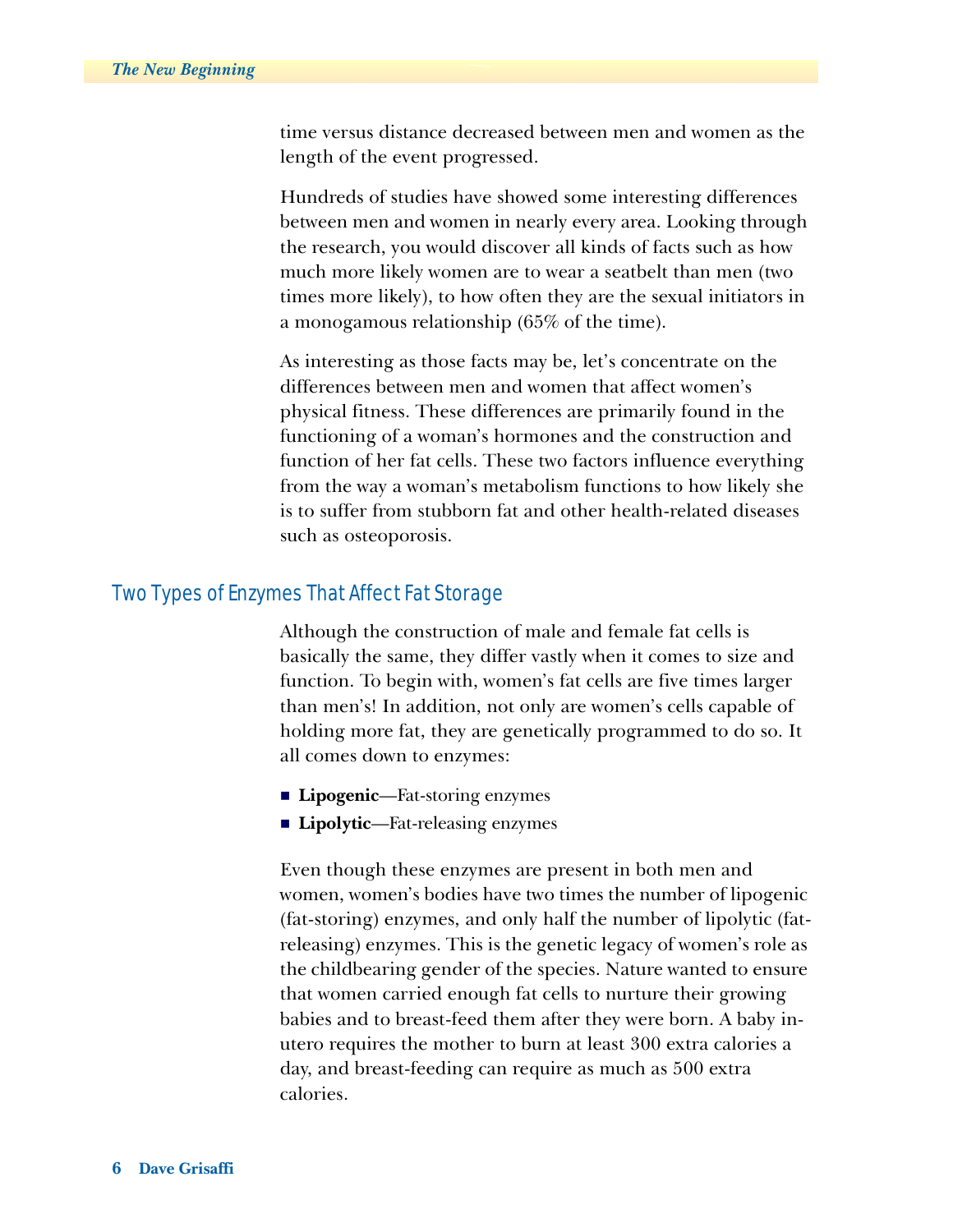time versus distance decreased between men and women as the length of the event progressed.

Hundreds of studies have showed some interesting differences between men and women in nearly every area. Looking through the research, you would discover all kinds of facts such as how much more likely women are to wear a seatbelt than men (two times more likely), to how often they are the sexual initiators in a monogamous relationship (65% of the time).

As interesting as those facts may be, let's concentrate on the differences between men and women that affect women's physical fitness. These differences are primarily found in the functioning of a woman's hormones and the construction and function of her fat cells. These two factors influence everything from the way a woman's metabolism functions to how likely she is to suffer from stubborn fat and other health-related diseases such as osteoporosis.

## Two Types of Enzymes That Affect Fat Storage

Although the construction of male and female fat cells is basically the same, they differ vastly when it comes to size and function. To begin with, women's fat cells are five times larger than men's! In addition, not only are women's cells capable of holding more fat, they are genetically programmed to do so. It all comes down to enzymes:

- **Lipogenic**—Fat-storing enzymes
- **Lipolytic**—Fat-releasing enzymes

Even though these enzymes are present in both men and women, women's bodies have two times the number of lipogenic (fat-storing) enzymes, and only half the number of lipolytic (fat-releasing) enzymes. This is the genetic legacy of women's role as the childbearing gender of the species. Nature wanted to ensure that women carried enough fat cells to nurture their growing babies and to breast-feed them after they were born. A baby in-utero requires the mother to burn at least 300 extra calories a day, and breast-feeding can require as much as 500 extra calories.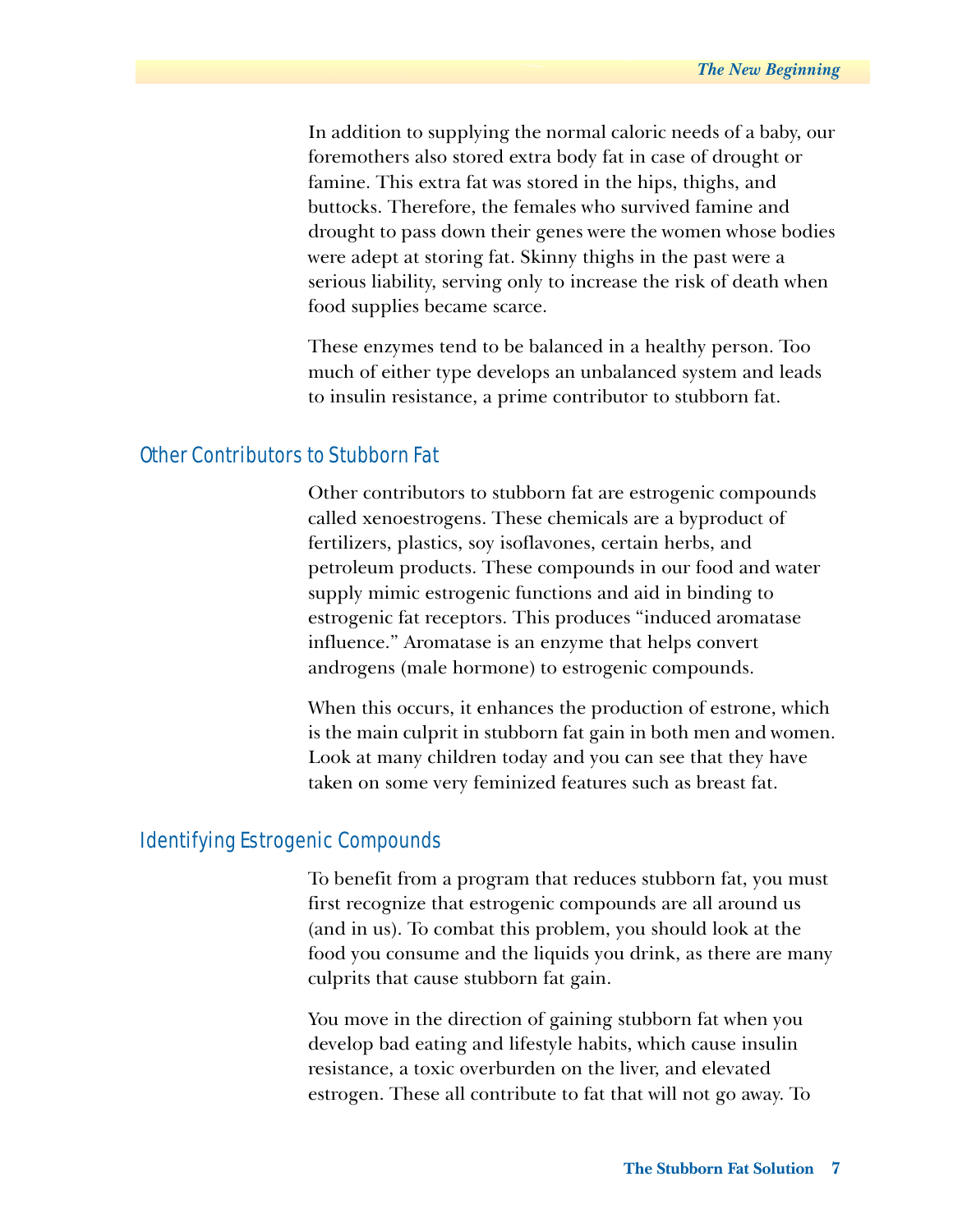In addition to supplying the normal caloric needs of a baby, our foremothers also stored extra body fat in case of drought or famine. This extra fat was stored in the hips, thighs, and buttocks. Therefore, the females who survived famine and drought to pass down their genes were the women whose bodies were adept at storing fat. Skinny thighs in the past were a serious liability, serving only to increase the risk of death when food supplies became scarce.

These enzymes tend to be balanced in a healthy person. Too much of either type develops an unbalanced system and leads to insulin resistance, a prime contributor to stubborn fat.

## Other Contributors to Stubborn Fat

Other contributors to stubborn fat are estrogenic compounds called xenoestrogens. These chemicals are a byproduct of fertilizers, plastics, soy isoflavones, certain herbs, and petroleum products. These compounds in our food and water supply mimic estrogenic functions and aid in binding to estrogenic fat receptors. This produces "induced aromatase influence." Aromatase is an enzyme that helps convert androgens (male hormone) to estrogenic compounds.

When this occurs, it enhances the production of estrone, which is the main culprit in stubborn fat gain in both men and women. Look at many children today and you can see that they have taken on some very feminized features such as breast fat.

## Identifying Estrogenic Compounds

To benefit from a program that reduces stubborn fat, you must first recognize that estrogenic compounds are all around us (and in us). To combat this problem, you should look at the food you consume and the liquids you drink, as there are many culprits that cause stubborn fat gain.

You move in the direction of gaining stubborn fat when you develop bad eating and lifestyle habits, which cause insulin resistance, a toxic overburden on the liver, and elevated estrogen. These all contribute to fat that will not go away. To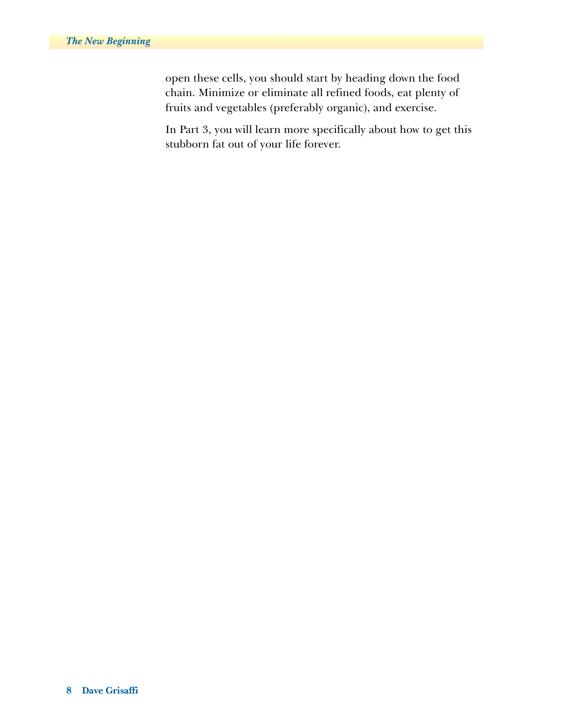open these cells, you should start by heading down the food chain. Minimize or eliminate all refined foods, eat plenty of fruits and vegetables (preferably organic), and exercise.

In Part 3, you will learn more specifically about how to get this stubborn fat out of your life forever.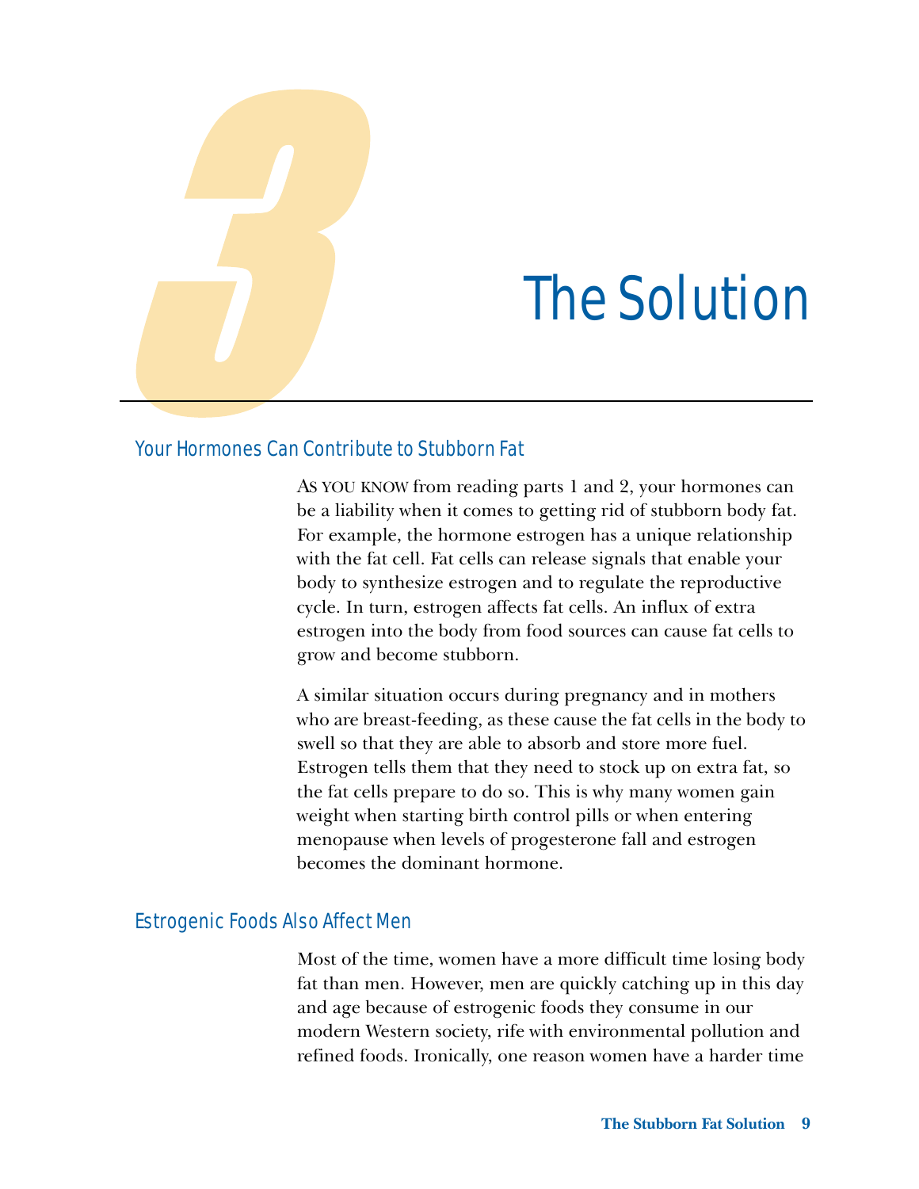# 3 The Solution

## Your Hormones Can Contribute to Stubborn Fat

As you know from reading parts 1 and 2, your hormones can be a liability when it comes to getting rid of stubborn body fat. For example, the hormone estrogen has a unique relationship with the fat cell. Fat cells can release signals that enable your body to synthesize estrogen and to regulate the reproductive cycle. In turn, estrogen affects fat cells. An influx of extra estrogen into the body from food sources can cause fat cells to grow and become stubborn.

A similar situation occurs during pregnancy and in mothers who are breast-feeding, as these cause the fat cells in the body to swell so that they are able to absorb and store more fuel. Estrogen tells them that they need to stock up on extra fat, so the fat cells prepare to do so. This is why many women gain weight when starting birth control pills or when entering menopause when levels of progesterone fall and estrogen becomes the dominant hormone.

## Estrogenic Foods Also Affect Men

Most of the time, women have a more difficult time losing body fat than men. However, men are quickly catching up in this day and age because of estrogenic foods they consume in our modern Western society, rife with environmental pollution and refined foods. Ironically, one reason women have a harder time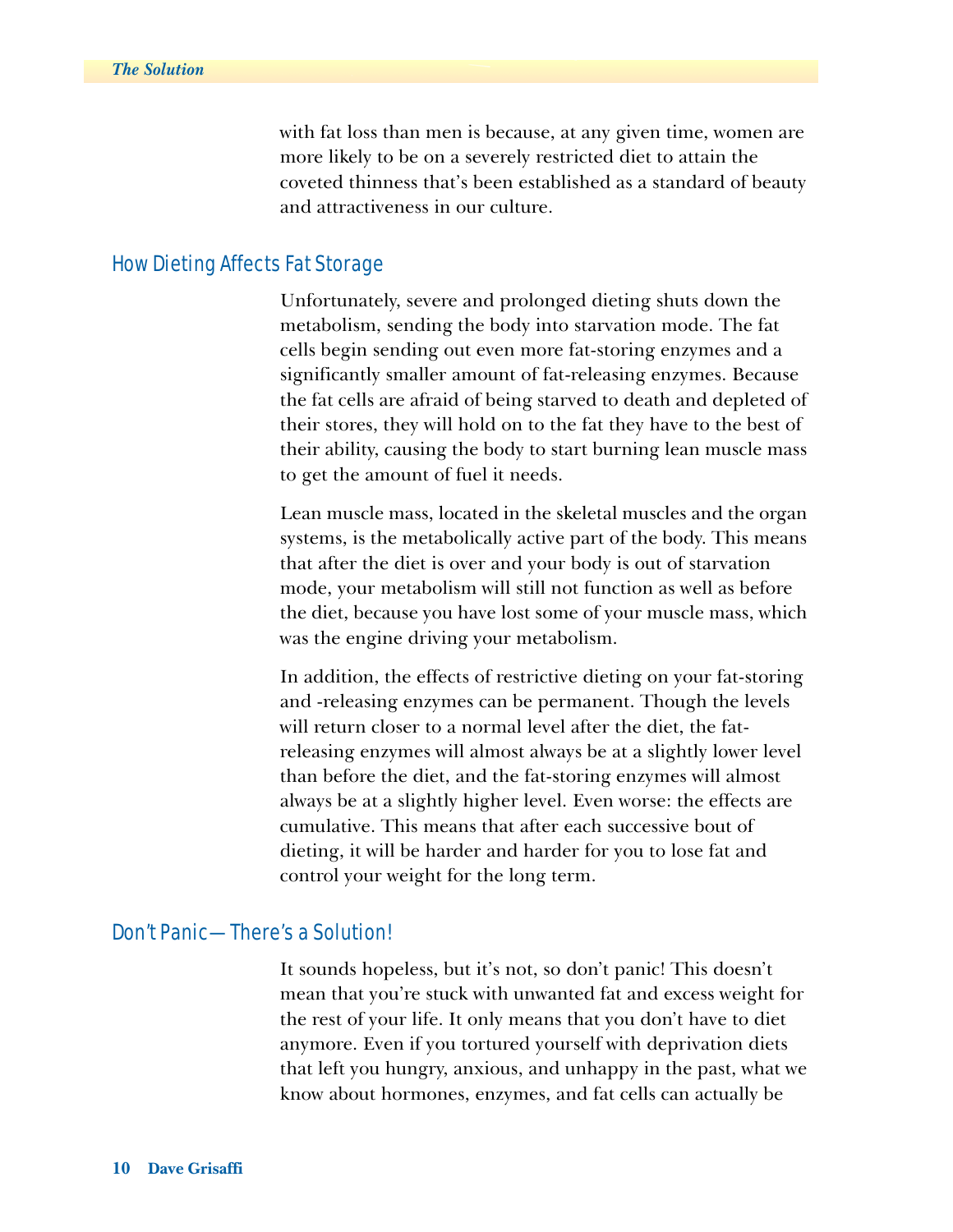with fat loss than men is because, at any given time, women are more likely to be on a severely restricted diet to attain the coveted thinness that's been established as a standard of beauty and attractiveness in our culture.

## How Dieting Affects Fat Storage

Unfortunately, severe and prolonged dieting shuts down the metabolism, sending the body into starvation mode. The fat cells begin sending out even more fat-storing enzymes and a significantly smaller amount of fat-releasing enzymes. Because the fat cells are afraid of being starved to death and depleted of their stores, they will hold on to the fat they have to the best of their ability, causing the body to start burning lean muscle mass to get the amount of fuel it needs.

Lean muscle mass, located in the skeletal muscles and the organ systems, is the metabolically active part of the body. This means that after the diet is over and your body is out of starvation mode, your metabolism will still not function as well as before the diet, because you have lost some of your muscle mass, which was the engine driving your metabolism.

In addition, the effects of restrictive dieting on your fat-storing and -releasing enzymes can be permanent. Though the levels will return closer to a normal level after the diet, the fat-releasing enzymes will almost always be at a slightly lower level than before the diet, and the fat-storing enzymes will almost always be at a slightly higher level. Even worse: the effects are cumulative. This means that after each successive bout of dieting, it will be harder and harder for you to lose fat and control your weight for the long term.

## Don't Panic—There's a Solution!

It sounds hopeless, but it's not, so don't panic! This doesn't mean that you're stuck with unwanted fat and excess weight for the rest of your life. It only means that you don't have to diet anymore. Even if you tortured yourself with deprivation diets that left you hungry, anxious, and unhappy in the past, what we know about hormones, enzymes, and fat cells can actually be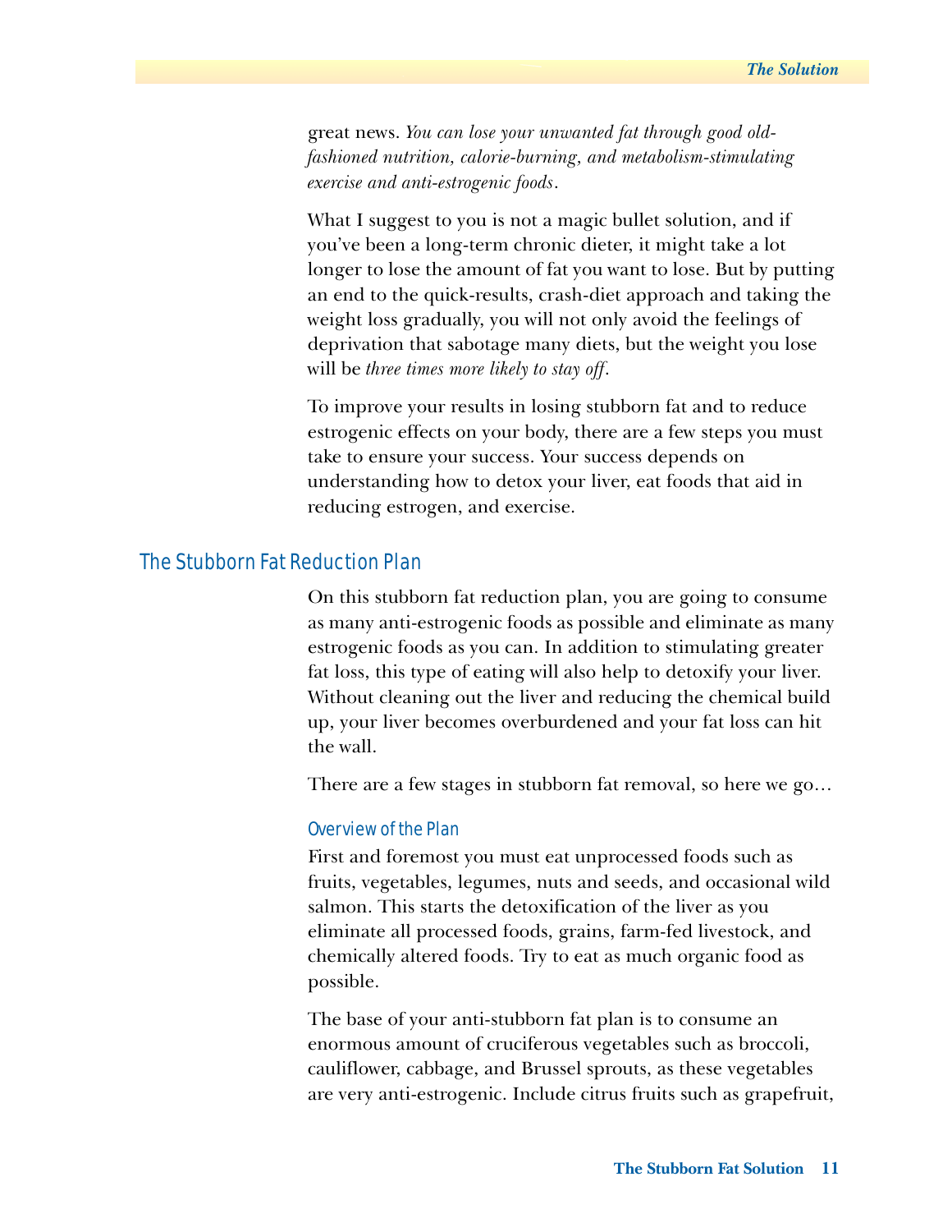great news. *You can lose your unwanted fat through good old-fashioned nutrition, calorie-burning, and metabolism-stimulating exercise and anti-estrogenic foods*.

What I suggest to you is not a magic bullet solution, and if you've been a long-term chronic dieter, it might take a lot longer to lose the amount of fat you want to lose. But by putting an end to the quick-results, crash-diet approach and taking the weight loss gradually, you will not only avoid the feelings of deprivation that sabotage many diets, but the weight you lose will be *three times more likely to stay off*.

To improve your results in losing stubborn fat and to reduce estrogenic effects on your body, there are a few steps you must take to ensure your success. Your success depends on understanding how to detox your liver, eat foods that aid in reducing estrogen, and exercise.

## The Stubborn Fat Reduction Plan

On this stubborn fat reduction plan, you are going to consume as many anti-estrogenic foods as possible and eliminate as many estrogenic foods as you can. In addition to stimulating greater fat loss, this type of eating will also help to detoxify your liver. Without cleaning out the liver and reducing the chemical build up, your liver becomes overburdened and your fat loss can hit the wall.

There are a few stages in stubborn fat removal, so here we go…

### Overview of the Plan

First and foremost you must eat unprocessed foods such as fruits, vegetables, legumes, nuts and seeds, and occasional wild salmon. This starts the detoxification of the liver as you eliminate all processed foods, grains, farm-fed livestock, and chemically altered foods. Try to eat as much organic food as possible.

The base of your anti-stubborn fat plan is to consume an enormous amount of cruciferous vegetables such as broccoli, cauliflower, cabbage, and Brussel sprouts, as these vegetables are very anti-estrogenic. Include citrus fruits such as grapefruit,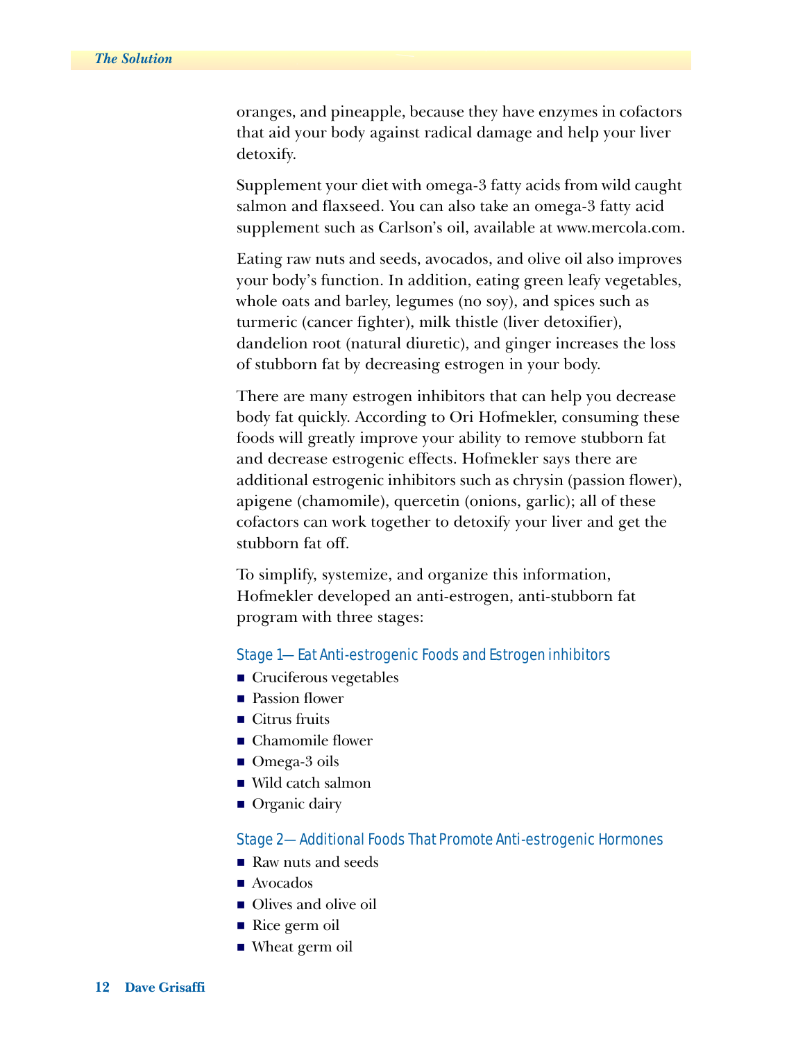oranges, and pineapple, because they have enzymes in cofactors that aid your body against radical damage and help your liver detoxify.

Supplement your diet with omega-3 fatty acids from wild caught salmon and flaxseed. You can also take an omega-3 fatty acid supplement such as Carlson's oil, available at www.mercola.com.

Eating raw nuts and seeds, avocados, and olive oil also improves your body's function. In addition, eating green leafy vegetables, whole oats and barley, legumes (no soy), and spices such as turmeric (cancer fighter), milk thistle (liver detoxifier), dandelion root (natural diuretic), and ginger increases the loss of stubborn fat by decreasing estrogen in your body.

There are many estrogen inhibitors that can help you decrease body fat quickly. According to Ori Hofmekler, consuming these foods will greatly improve your ability to remove stubborn fat and decrease estrogenic effects. Hofmekler says there are additional estrogenic inhibitors such as chrysin (passion flower), apigene (chamomile), quercetin (onions, garlic); all of these cofactors can work together to detoxify your liver and get the stubborn fat off.

To simplify, systemize, and organize this information, Hofmekler developed an anti-estrogen, anti-stubborn fat program with three stages:

### Stage 1— Eat Anti-estrogenic Foods and Estrogen inhibitors

- Cruciferous vegetables
- Passion flower
- Citrus fruits
- Chamomile flower
- Omega-3 oils
- Wild catch salmon
- Organic dairy

### Stage 2— Additional Foods That Promote Anti-estrogenic Hormones

- Raw nuts and seeds
- Avocados
- Olives and olive oil
- Rice germ oil
- Wheat germ oil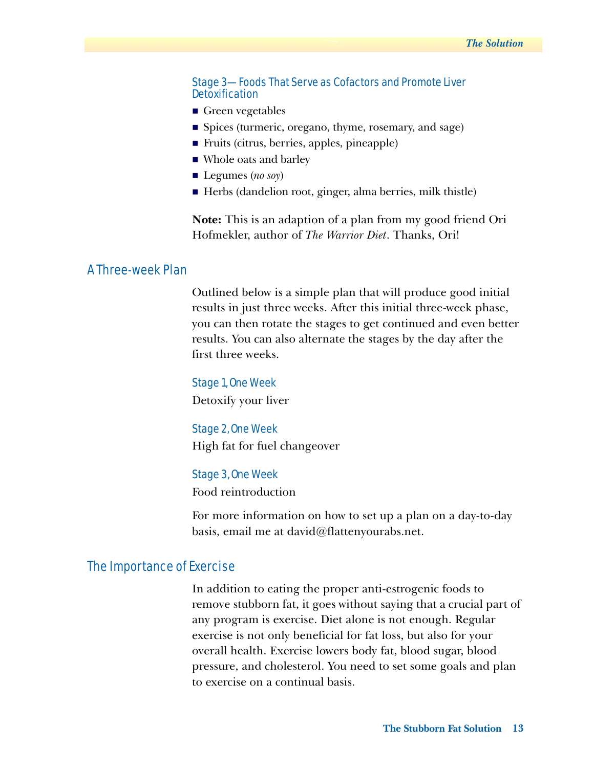### Stage 3—Foods That Serve as Cofactors and Promote Liver Detoxification

- Green vegetables
- Spices (turmeric, oregano, thyme, rosemary, and sage)
- Fruits (citrus, berries, apples, pineapple)
- Whole oats and barley
- Legumes (*no soy*)
- Herbs (dandelion root, ginger, alma berries, milk thistle)

**Note:** This is an adaption of a plan from my good friend Ori Hofmekler, author of *The Warrior Diet*. Thanks, Ori!

## A Three-week Plan

Outlined below is a simple plan that will produce good initial results in just three weeks. After this initial three-week phase, you can then rotate the stages to get continued and even better results. You can also alternate the stages by the day after the first three weeks.

### Stage 1, One Week

Detoxify your liver

### Stage 2, One Week

High fat for fuel changeover

### Stage 3, One Week

Food reintroduction

For more information on how to set up a plan on a day-to-day basis, email me at david@flattenyourabs.net.

## The Importance of Exercise

In addition to eating the proper anti-estrogenic foods to remove stubborn fat, it goes without saying that a crucial part of any program is exercise. Diet alone is not enough. Regular exercise is not only beneficial for fat loss, but also for your overall health. Exercise lowers body fat, blood sugar, blood pressure, and cholesterol. You need to set some goals and plan to exercise on a continual basis.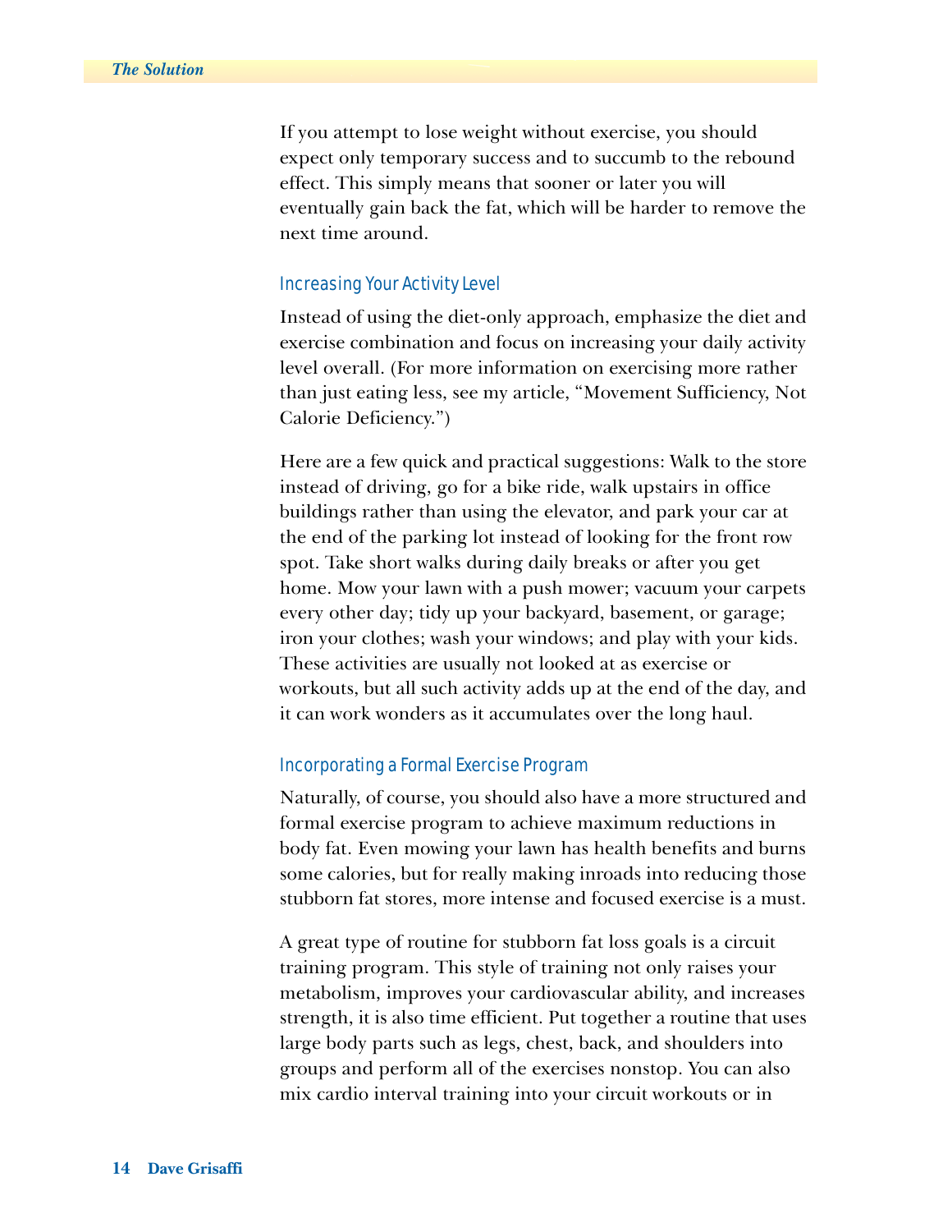If you attempt to lose weight without exercise, you should expect only temporary success and to succumb to the rebound effect. This simply means that sooner or later you will eventually gain back the fat, which will be harder to remove the next time around.

### Increasing Your Activity Level

Instead of using the diet-only approach, emphasize the diet and exercise combination and focus on increasing your daily activity level overall. (For more information on exercising more rather than just eating less, see my article, "Movement Sufficiency, Not Calorie Deficiency.")

Here are a few quick and practical suggestions: Walk to the store instead of driving, go for a bike ride, walk upstairs in office buildings rather than using the elevator, and park your car at the end of the parking lot instead of looking for the front row spot. Take short walks during daily breaks or after you get home. Mow your lawn with a push mower; vacuum your carpets every other day; tidy up your backyard, basement, or garage; iron your clothes; wash your windows; and play with your kids. These activities are usually not looked at as exercise or workouts, but all such activity adds up at the end of the day, and it can work wonders as it accumulates over the long haul.

### Incorporating a Formal Exercise Program

Naturally, of course, you should also have a more structured and formal exercise program to achieve maximum reductions in body fat. Even mowing your lawn has health benefits and burns some calories, but for really making inroads into reducing those stubborn fat stores, more intense and focused exercise is a must.

A great type of routine for stubborn fat loss goals is a circuit training program. This style of training not only raises your metabolism, improves your cardiovascular ability, and increases strength, it is also time efficient. Put together a routine that uses large body parts such as legs, chest, back, and shoulders into groups and perform all of the exercises nonstop. You can also mix cardio interval training into your circuit workouts or in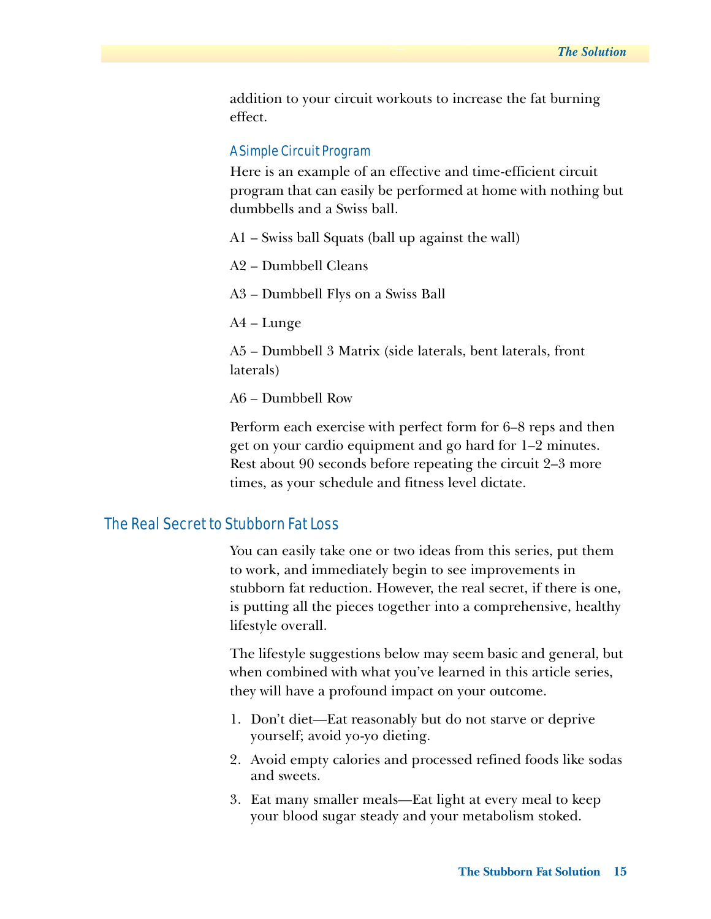addition to your circuit workouts to increase the fat burning effect.

### A Simple Circuit Program

Here is an example of an effective and time-efficient circuit program that can easily be performed at home with nothing but dumbbells and a Swiss ball.

A1 – Swiss ball Squats (ball up against the wall)

A2 – Dumbbell Cleans

A3 – Dumbbell Flys on a Swiss Ball

A4 – Lunge

A5 – Dumbbell 3 Matrix (side laterals, bent laterals, front laterals)

A6 – Dumbbell Row

Perform each exercise with perfect form for 6–8 reps and then get on your cardio equipment and go hard for 1–2 minutes. Rest about 90 seconds before repeating the circuit 2–3 more times, as your schedule and fitness level dictate.

## The Real Secret to Stubborn Fat Loss

You can easily take one or two ideas from this series, put them to work, and immediately begin to see improvements in stubborn fat reduction. However, the real secret, if there is one, is putting all the pieces together into a comprehensive, healthy lifestyle overall.

The lifestyle suggestions below may seem basic and general, but when combined with what you've learned in this article series, they will have a profound impact on your outcome.

1. Don't diet—Eat reasonably but do not starve or deprive yourself; avoid yo-yo dieting.
2. Avoid empty calories and processed refined foods like sodas and sweets.
3. Eat many smaller meals—Eat light at every meal to keep your blood sugar steady and your metabolism stoked.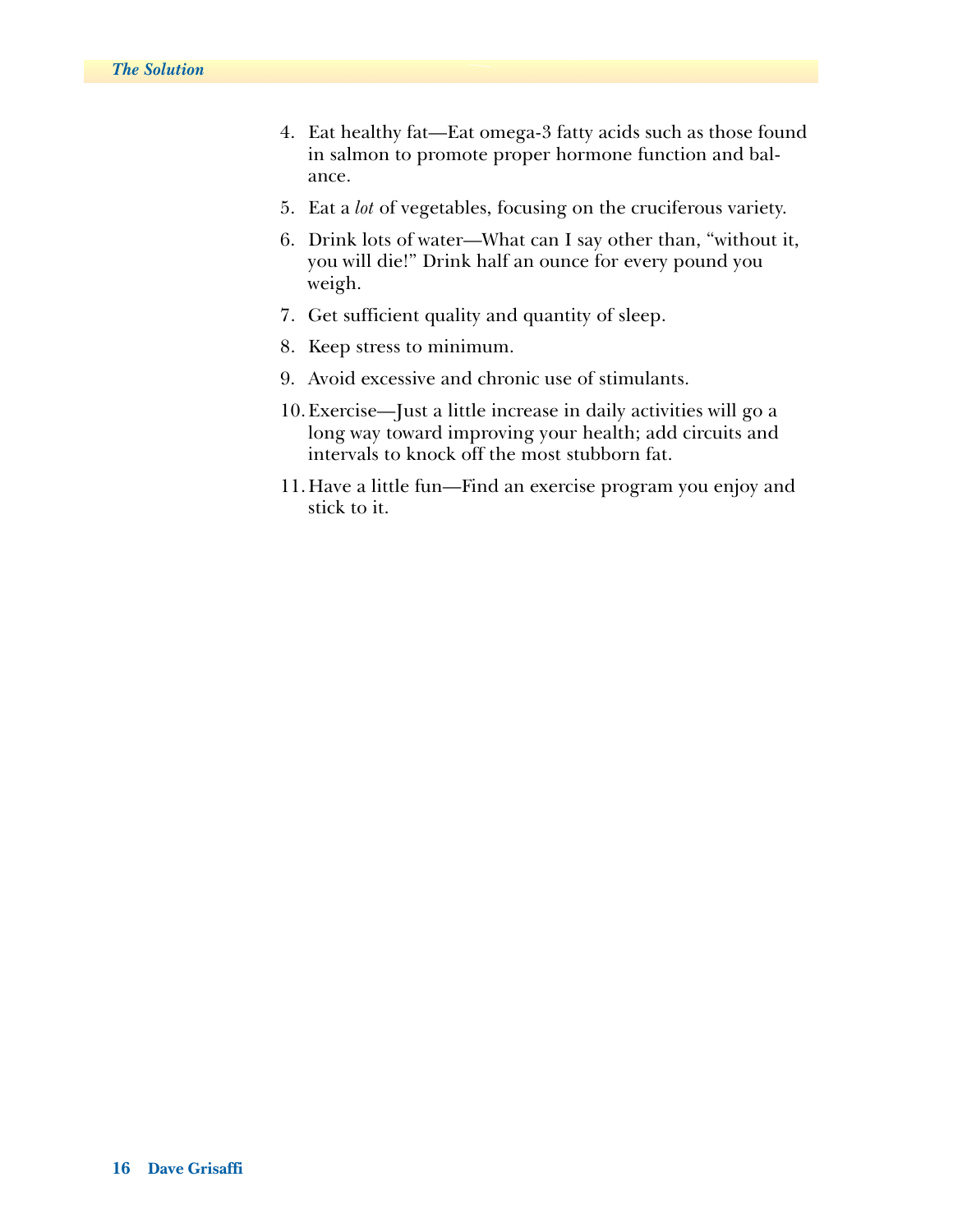4. Eat healthy fat—Eat omega-3 fatty acids such as those found in salmon to promote proper hormone function and balance.
5. Eat a *lot* of vegetables, focusing on the cruciferous variety.
6. Drink lots of water—What can I say other than, “without it, you will die!” Drink half an ounce for every pound you weigh.
7. Get sufficient quality and quantity of sleep.
8. Keep stress to minimum.
9. Avoid excessive and chronic use of stimulants.
10. Exercise—Just a little increase in daily activities will go a long way toward improving your health; add circuits and intervals to knock off the most stubborn fat.
11. Have a little fun—Find an exercise program you enjoy and stick to it.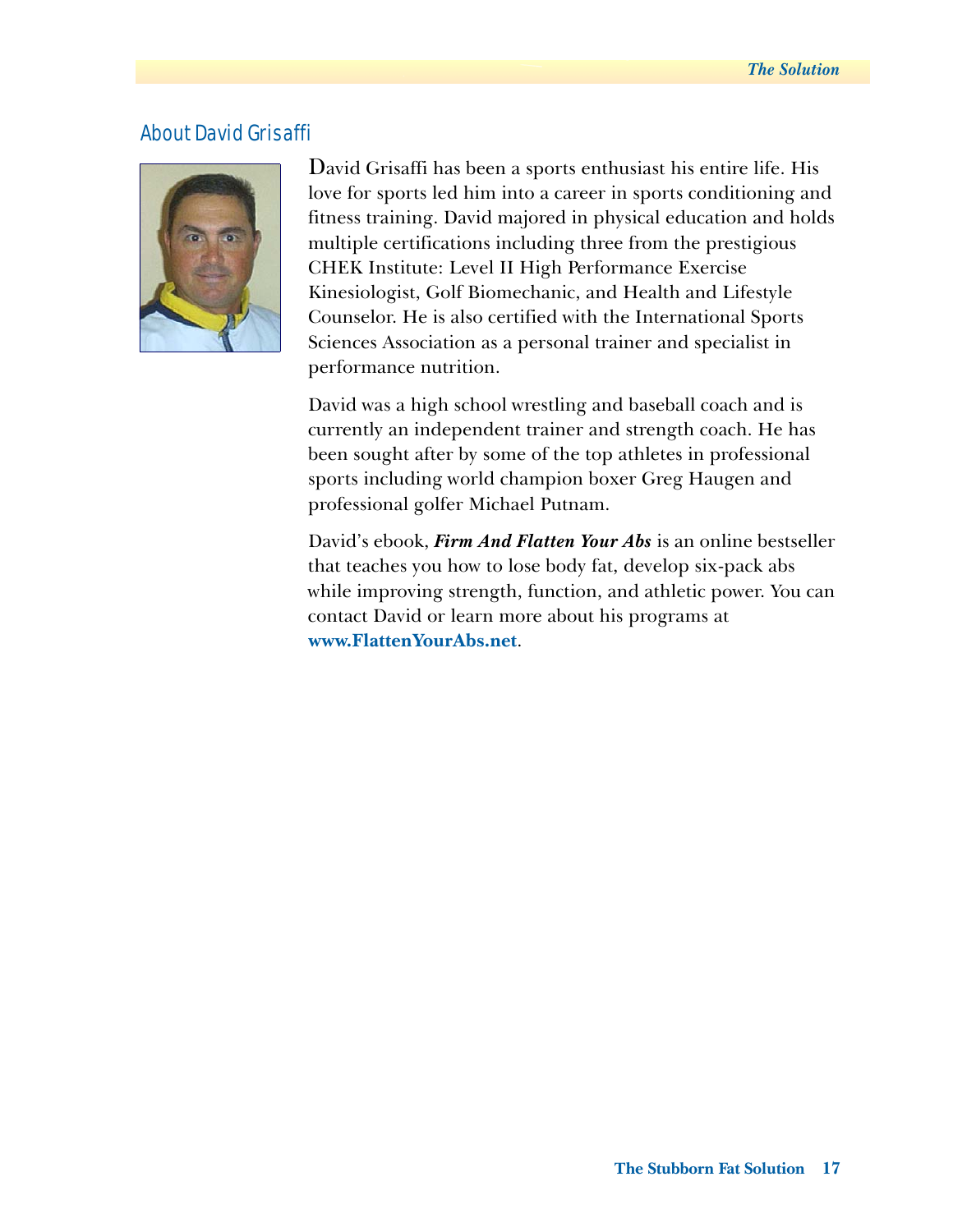## About David Grisaffi

David Grisaffi has been a sports enthusiast his entire life. His love for sports led him into a career in sports conditioning and fitness training. David majored in physical education and holds multiple certifications including three from the prestigious CHEK Institute: Level II High Performance Exercise Kinesiologist, Golf Biomechanic, and Health and Lifestyle Counselor. He is also certified with the International Sports Sciences Association as a personal trainer and specialist in performance nutrition.

David was a high school wrestling and baseball coach and is currently an independent trainer and strength coach. He has been sought after by some of the top athletes in professional sports including world champion boxer Greg Haugen and professional golfer Michael Putnam.

David's ebook, ***Firm And Flatten Your Abs*** is an online bestseller that teaches you how to lose body fat, develop six-pack abs while improving strength, function, and athletic power. You can contact David or learn more about his programs at **www.FlattenYourAbs.net**.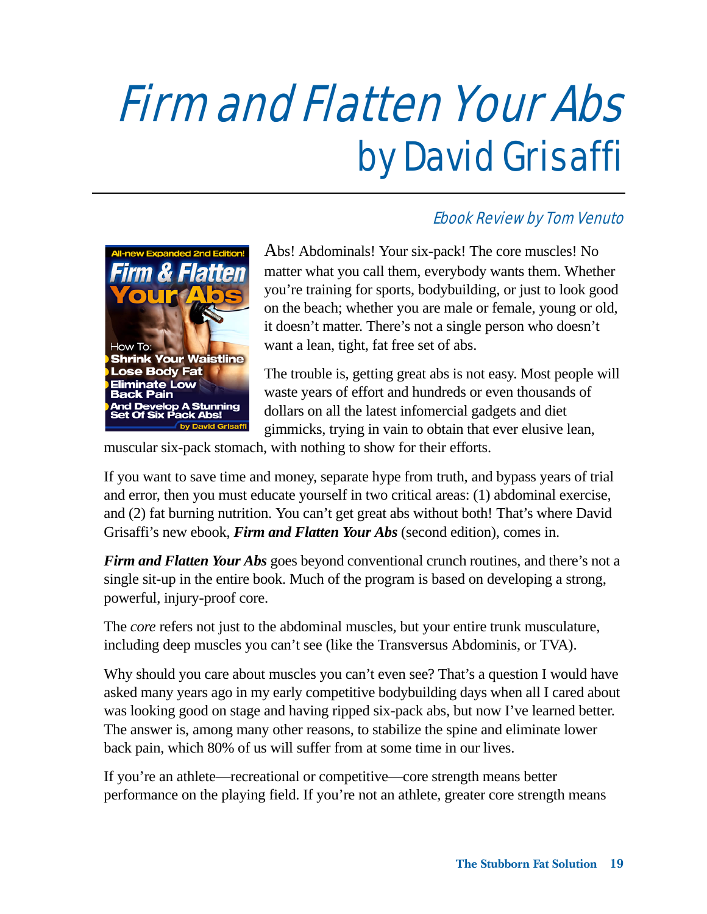# Firm and Flatten Your Abs
## by David Grisaffi

*Ebook Review by Tom Venuto*

Abs! Abdominals! Your six-pack! The core muscles! No matter what you call them, everybody wants them. Whether you're training for sports, bodybuilding, or just to look good on the beach; whether you are male or female, young or old, it doesn't matter. There's not a single person who doesn't want a lean, tight, fat free set of abs.

The trouble is, getting great abs is not easy. Most people will waste years of effort and hundreds or even thousands of dollars on all the latest infomercial gadgets and diet gimmicks, trying in vain to obtain that ever elusive lean, muscular six-pack stomach, with nothing to show for their efforts.

If you want to save time and money, separate hype from truth, and bypass years of trial and error, then you must educate yourself in two critical areas: (1) abdominal exercise, and (2) fat burning nutrition. You can't get great abs without both! That's where David Grisaffi's new ebook, ***Firm and Flatten Your Abs*** (second edition), comes in.

***Firm and Flatten Your Abs*** goes beyond conventional crunch routines, and there's not a single sit-up in the entire book. Much of the program is based on developing a strong, powerful, injury-proof core.

The *core* refers not just to the abdominal muscles, but your entire trunk musculature, including deep muscles you can't see (like the Transversus Abdominis, or TVA).

Why should you care about muscles you can't even see? That's a question I would have asked many years ago in my early competitive bodybuilding days when all I cared about was looking good on stage and having ripped six-pack abs, but now I've learned better. The answer is, among many other reasons, to stabilize the spine and eliminate lower back pain, which 80% of us will suffer from at some time in our lives.

If you're an athlete—recreational or competitive—core strength means better performance on the playing field. If you're not an athlete, greater core strength means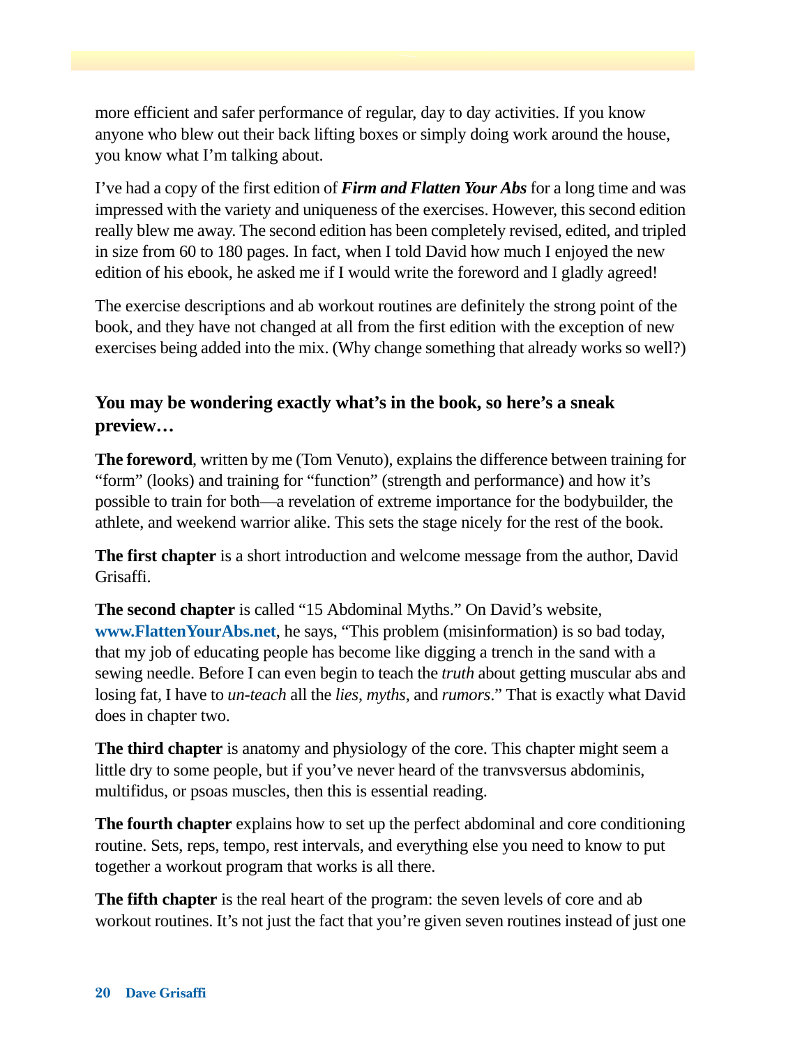more efficient and safer performance of regular, day to day activities. If you know anyone who blew out their back lifting boxes or simply doing work around the house, you know what I'm talking about.

I've had a copy of the first edition of ***Firm and Flatten Your Abs*** for a long time and was impressed with the variety and uniqueness of the exercises. However, this second edition really blew me away. The second edition has been completely revised, edited, and tripled in size from 60 to 180 pages. In fact, when I told David how much I enjoyed the new edition of his ebook, he asked me if I would write the foreword and I gladly agreed!

The exercise descriptions and ab workout routines are definitely the strong point of the book, and they have not changed at all from the first edition with the exception of new exercises being added into the mix. (Why change something that already works so well?)

### You may be wondering exactly what's in the book, so here's a sneak preview…

**The foreword**, written by me (Tom Venuto), explains the difference between training for "form" (looks) and training for "function" (strength and performance) and how it's possible to train for both—a revelation of extreme importance for the bodybuilder, the athlete, and weekend warrior alike. This sets the stage nicely for the rest of the book.

**The first chapter** is a short introduction and welcome message from the author, David Grisaffi.

**The second chapter** is called "15 Abdominal Myths." On David's website, **www.FlattenYourAbs.net**, he says, "This problem (misinformation) is so bad today, that my job of educating people has become like digging a trench in the sand with a sewing needle. Before I can even begin to teach the *truth* about getting muscular abs and losing fat, I have to *un-teach* all the *lies*, *myths*, and *rumors*." That is exactly what David does in chapter two.

**The third chapter** is anatomy and physiology of the core. This chapter might seem a little dry to some people, but if you've never heard of the tranvsversus abdominis, multifidus, or psoas muscles, then this is essential reading.

**The fourth chapter** explains how to set up the perfect abdominal and core conditioning routine. Sets, reps, tempo, rest intervals, and everything else you need to know to put together a workout program that works is all there.

**The fifth chapter** is the real heart of the program: the seven levels of core and ab workout routines. It's not just the fact that you're given seven routines instead of just one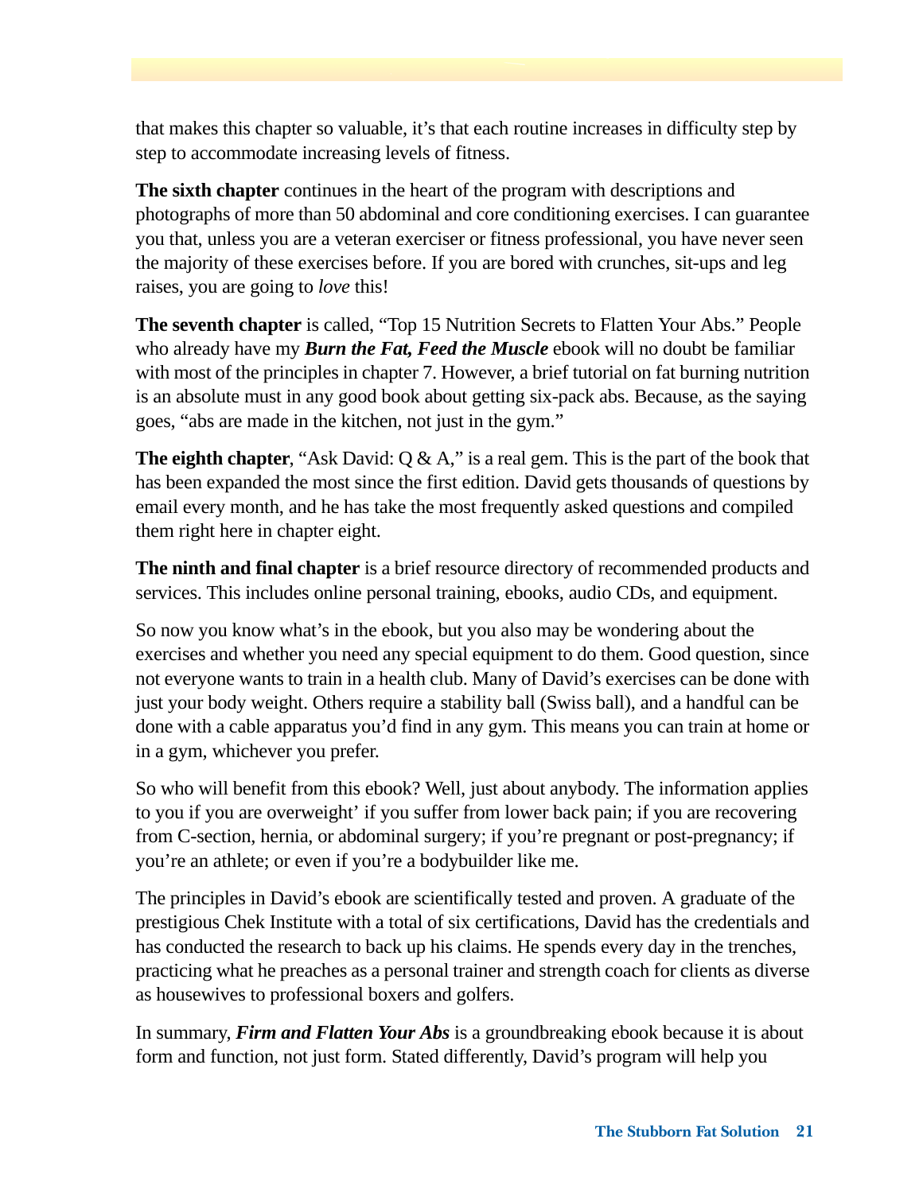that makes this chapter so valuable, it's that each routine increases in difficulty step by step to accommodate increasing levels of fitness.

**The sixth chapter** continues in the heart of the program with descriptions and photographs of more than 50 abdominal and core conditioning exercises. I can guarantee you that, unless you are a veteran exerciser or fitness professional, you have never seen the majority of these exercises before. If you are bored with crunches, sit-ups and leg raises, you are going to *love* this!

**The seventh chapter** is called, "Top 15 Nutrition Secrets to Flatten Your Abs." People who already have my ***Burn the Fat, Feed the Muscle*** ebook will no doubt be familiar with most of the principles in chapter 7. However, a brief tutorial on fat burning nutrition is an absolute must in any good book about getting six-pack abs. Because, as the saying goes, "abs are made in the kitchen, not just in the gym."

**The eighth chapter**, "Ask David: Q & A," is a real gem. This is the part of the book that has been expanded the most since the first edition. David gets thousands of questions by email every month, and he has take the most frequently asked questions and compiled them right here in chapter eight.

**The ninth and final chapter** is a brief resource directory of recommended products and services. This includes online personal training, ebooks, audio CDs, and equipment.

So now you know what's in the ebook, but you also may be wondering about the exercises and whether you need any special equipment to do them. Good question, since not everyone wants to train in a health club. Many of David's exercises can be done with just your body weight. Others require a stability ball (Swiss ball), and a handful can be done with a cable apparatus you'd find in any gym. This means you can train at home or in a gym, whichever you prefer.

So who will benefit from this ebook? Well, just about anybody. The information applies to you if you are overweight' if you suffer from lower back pain; if you are recovering from C-section, hernia, or abdominal surgery; if you're pregnant or post-pregnancy; if you're an athlete; or even if you're a bodybuilder like me.

The principles in David's ebook are scientifically tested and proven. A graduate of the prestigious Chek Institute with a total of six certifications, David has the credentials and has conducted the research to back up his claims. He spends every day in the trenches, practicing what he preaches as a personal trainer and strength coach for clients as diverse as housewives to professional boxers and golfers.

In summary, ***Firm and Flatten Your Abs*** is a groundbreaking ebook because it is about form and function, not just form. Stated differently, David's program will help you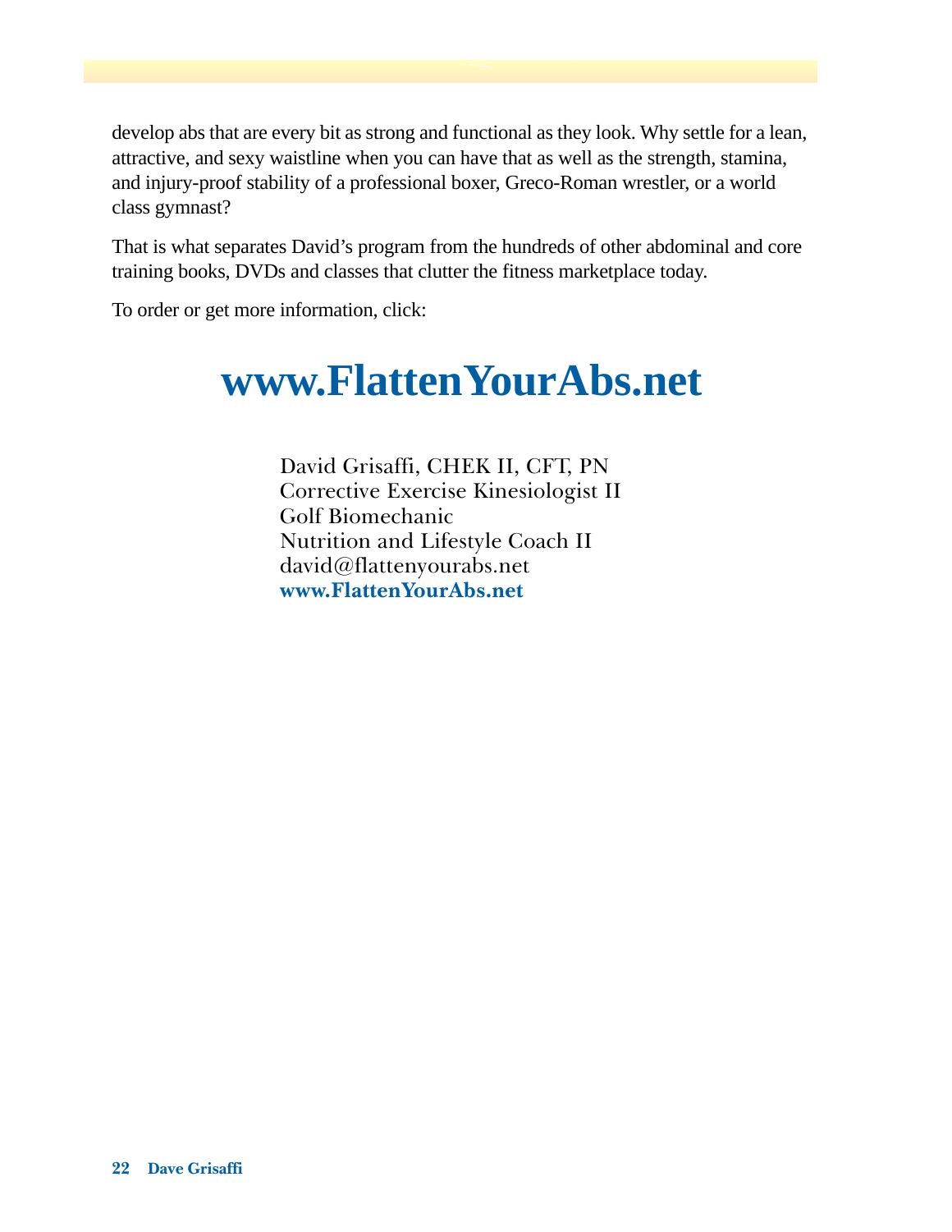develop abs that are every bit as strong and functional as they look. Why settle for a lean, attractive, and sexy waistline when you can have that as well as the strength, stamina, and injury-proof stability of a professional boxer, Greco-Roman wrestler, or a world class gymnast?

That is what separates David's program from the hundreds of other abdominal and core training books, DVDs and classes that clutter the fitness marketplace today.

To order or get more information, click:

# www.FlattenYourAbs.net

David Grisaffi, CHEK II, CFT, PN
Corrective Exercise Kinesiologist II
Golf Biomechanic
Nutrition and Lifestyle Coach II
david@flattenyourabs.net
**www.FlattenYourAbs.net**